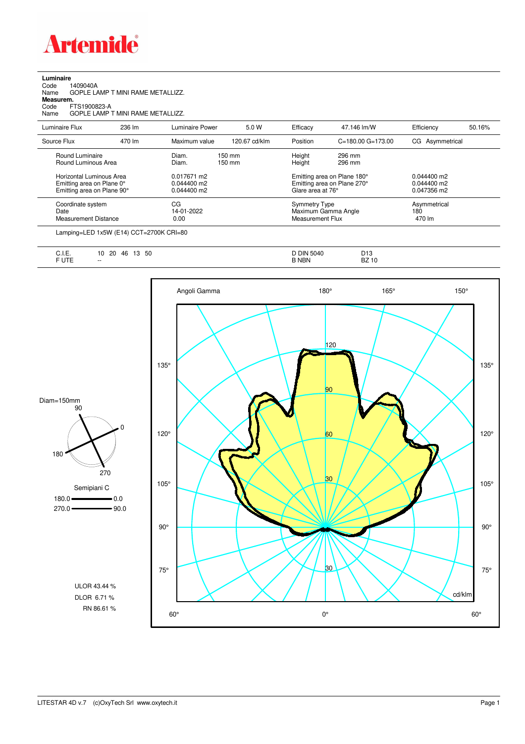**Artemide**

**Luminaire**
Code 1409040A
Name GOPLE LAMP T MINI RAME METALLIZZ.
**Measurem.**
Code FTS1900823-A
Name GOPLE LAMP T MINI RAME METALLIZZ.

| Luminaire Flux | 236 lm | Luminaire Power | 5.0 W | Efficacy | 47.146 lm/W | Efficiency | 50.16% |
|---|---|---|---|---|---|---|---|
| Source Flux | 470 lm | Maximum value | 120.67 cd/klm | Position | C=180.00 G=173.00 | CG Asymmetrical | |

| | | | |
|---|---|---|---|
| Round Luminaire | Diam. 150 mm | Height 296 mm | |
| Round Luminous Area | Diam. 150 mm | Height 296 mm | |
| Horizontal Luminous Area | 0.017671 m2 | Emitting area on Plane 180° | 0.044400 m2 |
| Emitting area on Plane 0° | 0.044400 m2 | Emitting area on Plane 270° | 0.044400 m2 |
| Emitting area on Plane 90° | 0.044400 m2 | Glare area at 76° | 0.047356 m2 |
| Coordinate system | CG | Symmetry Type | Asymmetrical |
| Date | 14-01-2022 | Maximum Gamma Angle | 180 |
| Measurement Distance | 0.00 | Measurement Flux | 470 lm |

Lamping=LED 1x5W (E14) CCT=2700K CRI=80

| | | | |
|---|---|---|---|
| C.I.E. | 10 20 46 13 50 | D DIN 5040 | D13 |
| F UTE | -- | B NBN | BZ 10 |

Diam=150mm

Semipiani C
180.0 — 0.0
270.0 — 90.0

ULOR 43.44 %
DLOR 6.71 %
RN 86.61 %

Angoli Gamma — cd/klm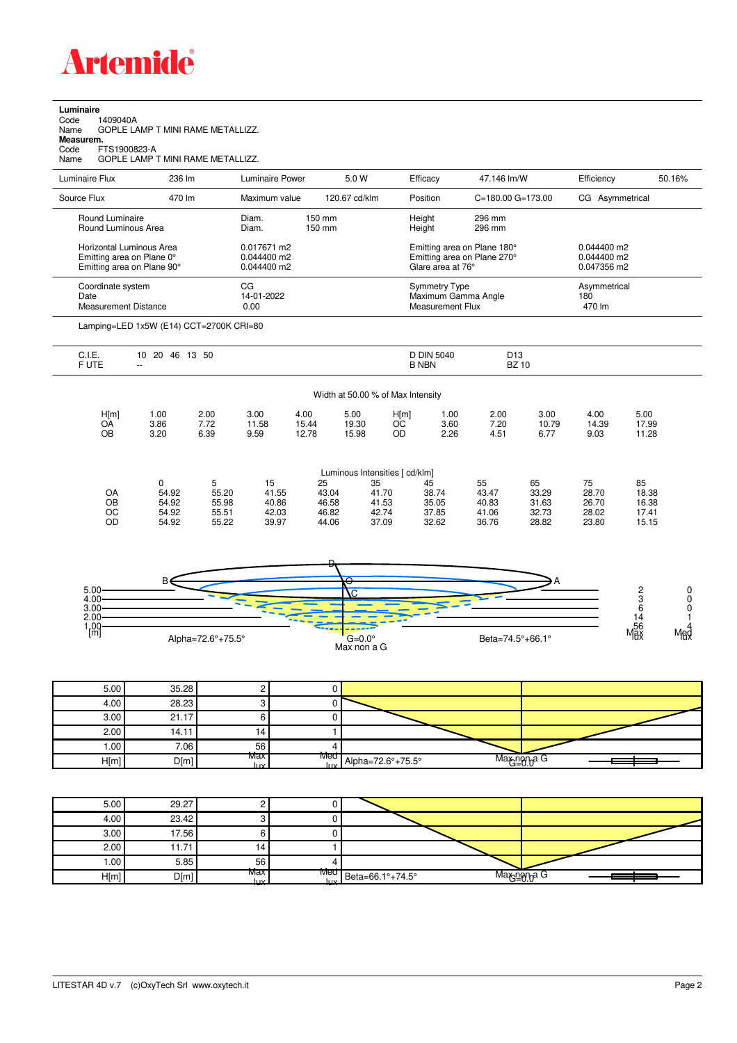Artemide

**Luminaire**
Code 1409040A
Name GOPLE LAMP T MINI RAME METALLIZZ.
**Measurem.**
Code FTS1900823-A
Name GOPLE LAMP T MINI RAME METALLIZZ.

| | | | | | | | |
|---|---|---|---|---|---|---|---|
| Luminaire Flux | 236 lm | Luminaire Power | 5.0 W | Efficacy | 47.146 lm/W | Efficiency | 50.16% |
| Source Flux | 470 lm | Maximum value | 120.67 cd/klm | Position | C=180.00 G=173.00 | CG Asymmetrical | |

| | | | |
|---|---|---|---|
| Round Luminaire | Diam. 150 mm | Height | 296 mm |
| Round Luminous Area | Diam. 150 mm | Height | 296 mm |
| Horizontal Luminous Area | 0.017671 m2 | Emitting area on Plane 180° | 0.044400 m2 |
| Emitting area on Plane 0° | 0.044400 m2 | Emitting area on Plane 270° | 0.044400 m2 |
| Emitting area on Plane 90° | 0.044400 m2 | Glare area at 76° | 0.047356 m2 |
| Coordinate system | CG | Symmetry Type | Asymmetrical |
| Date | 14-01-2022 | Maximum Gamma Angle | 180 |
| Measurement Distance | 0.00 | Measurement Flux | 470 lm |

Lamping=LED 1x5W (E14) CCT=2700K CRI=80

| | | | |
|---|---|---|---|
| C.I.E. | 10 20 46 13 50 | D DIN 5040 | D13 |
| F UTE | -- | B NBN | BZ 10 |

Width at 50.00 % of Max Intensity

| H[m] | 1.00 | 2.00 | 3.00 | 4.00 | 5.00 | H[m] | 1.00 | 2.00 | 3.00 | 4.00 | 5.00 |
|---|---|---|---|---|---|---|---|---|---|---|---|
| OA | 3.86 | 7.72 | 11.58 | 15.44 | 19.30 | OC | 3.60 | 7.20 | 10.79 | 14.39 | 17.99 |
| OB | 3.20 | 6.39 | 9.59 | 12.78 | 15.98 | OD | 2.26 | 4.51 | 6.77 | 9.03 | 11.28 |

Luminous Intensities [ cd/klm]

| | 0 | 5 | 15 | 25 | 35 | 45 | 55 | 65 | 75 | 85 |
|---|---|---|---|---|---|---|---|---|---|---|
| OA | 54.92 | 55.20 | 41.55 | 43.04 | 41.70 | 38.74 | 43.47 | 33.29 | 28.70 | 18.38 |
| OB | 54.92 | 55.98 | 40.86 | 46.58 | 41.53 | 35.05 | 40.83 | 31.63 | 26.70 | 16.38 |
| OC | 54.92 | 55.51 | 42.03 | 46.82 | 42.74 | 37.85 | 41.06 | 32.73 | 28.02 | 17.41 |
| OD | 54.92 | 55.22 | 39.97 | 44.06 | 37.09 | 32.62 | 36.76 | 28.82 | 23.80 | 15.15 |

D B C A
5.00 4.00 3.00 2.00 1.00 [m]
Alpha=72.6°+75.5°
G=0.0°
Max non a G
Beta=74.5°+66.1°
2 3 6 14 56 Max lux
0 0 0 1 4 Med lux

| H[m] | D[m] | Max lux | Med lux |
|---|---|---|---|
| 5.00 | 35.28 | 2 | 0 |
| 4.00 | 28.23 | 3 | 0 |
| 3.00 | 21.17 | 6 | 0 |
| 2.00 | 14.11 | 14 | 1 |
| 1.00 | 7.06 | 56 | 4 |

Alpha=72.6°+75.5°
Max non a G
G=0.0

| H[m] | D[m] | Max lux | Med lux |
|---|---|---|---|
| 5.00 | 29.27 | 2 | 0 |
| 4.00 | 23.42 | 3 | 0 |
| 3.00 | 17.56 | 6 | 0 |
| 2.00 | 11.71 | 14 | 1 |
| 1.00 | 5.85 | 56 | 4 |

Beta=66.1°+74.5°
Max non a G
G=0.0

LITESTAR 4D v.7 (c)OxyTech Srl www.oxytech.it